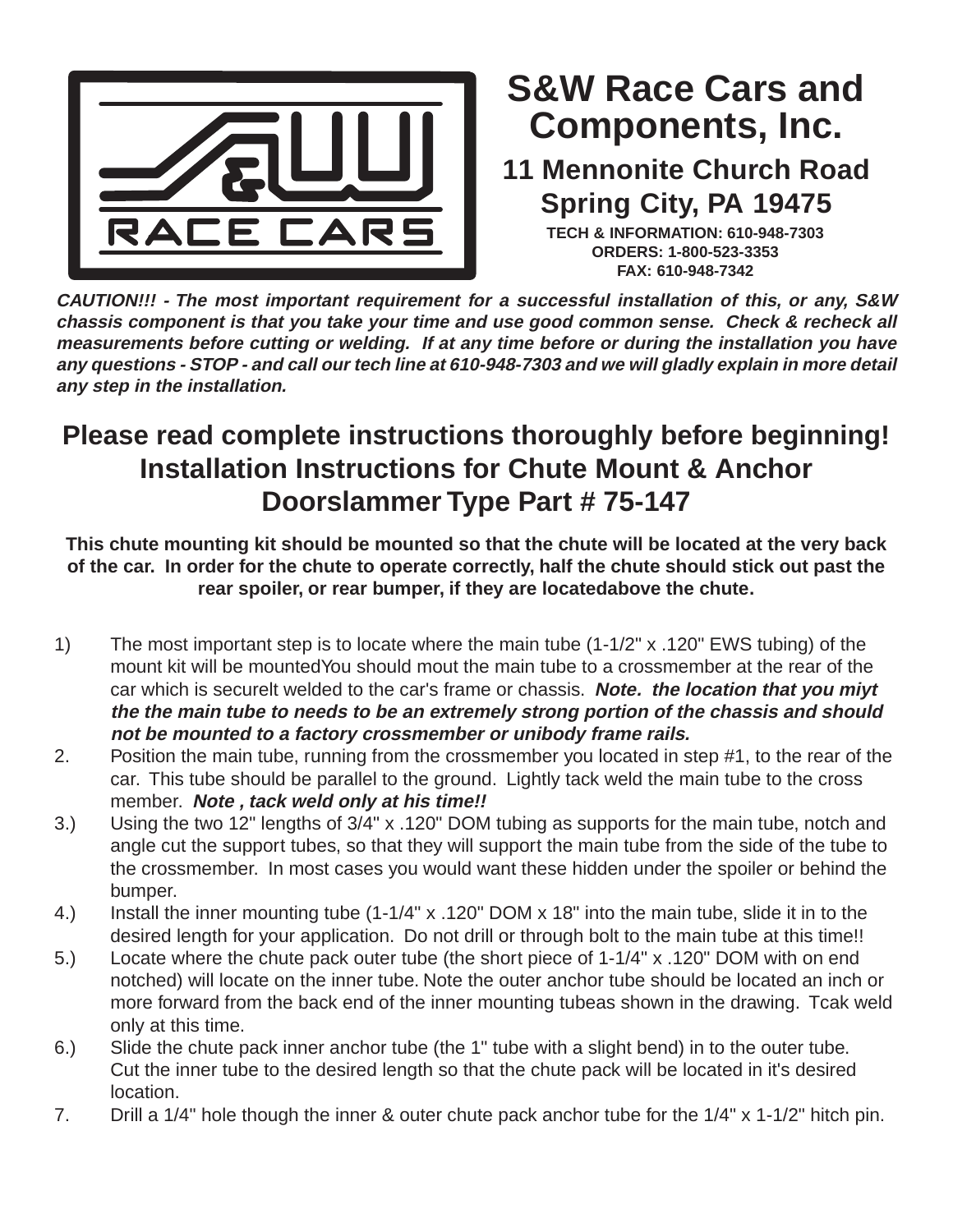# S&W Race Cars and Components, Inc.

## 11 Mennonite Church Road Spring City, PA 19475

**TECH & INFORMATION: 610-948-7303**
**ORDERS: 1-800-523-3353**
**FAX: 610-948-7342**

***CAUTION!!! - The most important requirement for a successful installation of this, or any, S&W chassis component is that you take your time and use good common sense. Check & recheck all measurements before cutting or welding. If at any time before or during the installation you have any questions - STOP - and call our tech line at 610-948-7303 and we will gladly explain in more detail any step in the installation.***

## Please read complete instructions thoroughly before beginning! Installation Instructions for Chute Mount & Anchor Doorslammer Type Part # 75-147

**This chute mounting kit should be mounted so that the chute will be located at the very back of the car. In order for the chute to operate correctly, half the chute should stick out past the rear spoiler, or rear bumper, if they are locatedabove the chute.**

1) The most important step is to locate where the main tube (1-1/2" x .120" EWS tubing) of the mount kit will be mountedYou should mout the main tube to a crossmember at the rear of the car which is securelt welded to the car's frame or chassis. ***Note. the location that you miyt the the main tube to needs to be an extremely strong portion of the chassis and should not be mounted to a factory crossmember or unibody frame rails.***
2. Position the main tube, running from the crossmember you located in step #1, to the rear of the car. This tube should be parallel to the ground. Lightly tack weld the main tube to the cross member. ***Note , tack weld only at his time!!***
3.) Using the two 12" lengths of 3/4" x .120" DOM tubing as supports for the main tube, notch and angle cut the support tubes, so that they will support the main tube from the side of the tube to the crossmember. In most cases you would want these hidden under the spoiler or behind the bumper.
4.) Install the inner mounting tube (1-1/4" x .120" DOM x 18" into the main tube, slide it in to the desired length for your application. Do not drill or through bolt to the main tube at this time!!
5.) Locate where the chute pack outer tube (the short piece of 1-1/4" x .120" DOM with on end notched) will locate on the inner tube. Note the outer anchor tube should be located an inch or more forward from the back end of the inner mounting tubeas shown in the drawing. Tcak weld only at this time.
6.) Slide the chute pack inner anchor tube (the 1" tube with a slight bend) in to the outer tube. Cut the inner tube to the desired length so that the chute pack will be located in it's desired location.
7. Drill a 1/4" hole though the inner & outer chute pack anchor tube for the 1/4" x 1-1/2" hitch pin.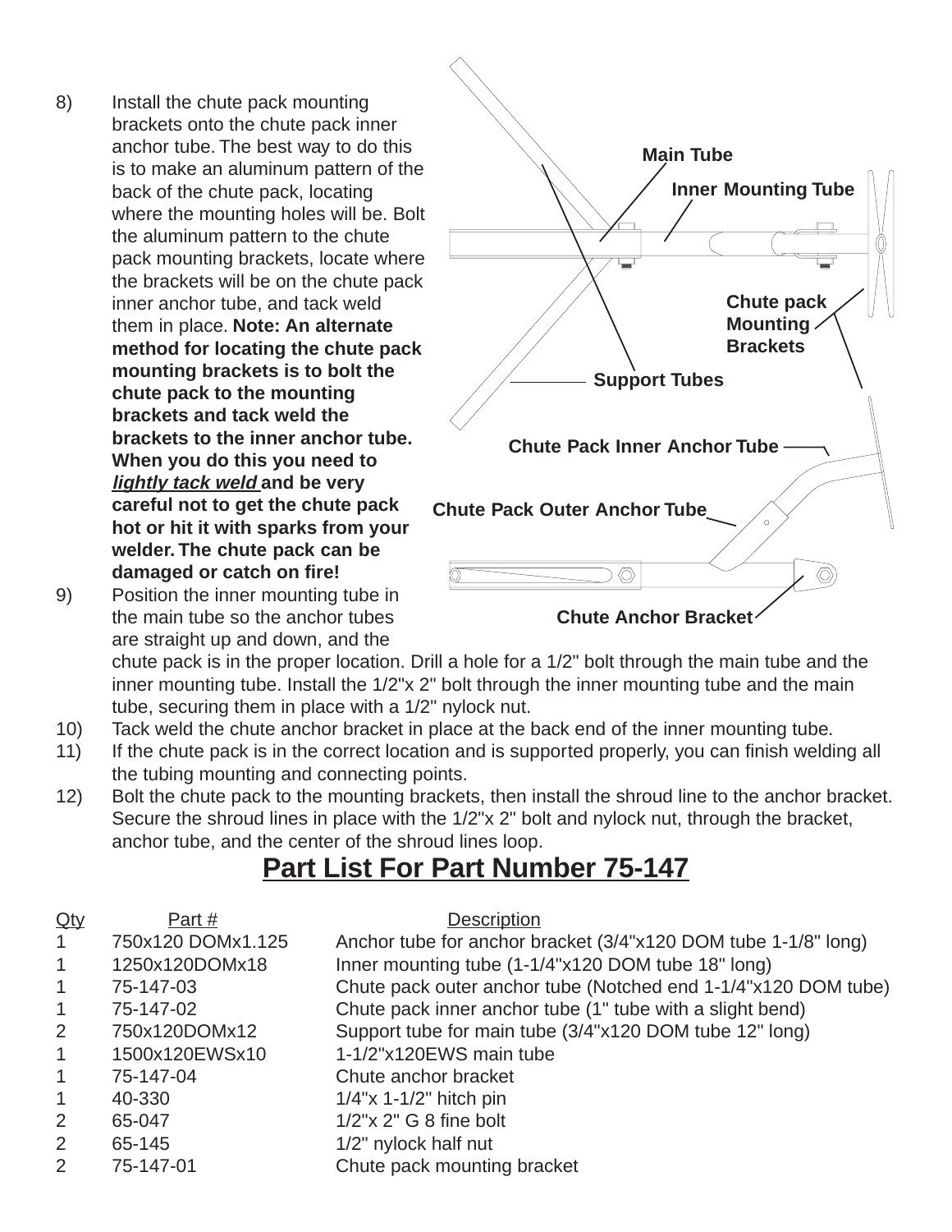8) Install the chute pack mounting brackets onto the chute pack inner anchor tube. The best way to do this is to make an aluminum pattern of the back of the chute pack, locating where the mounting holes will be. Bolt the aluminum pattern to the chute pack mounting brackets, locate where the brackets will be on the chute pack inner anchor tube, and tack weld them in place. **Note: An alternate method for locating the chute pack mounting brackets is to bolt the chute pack to the mounting brackets and tack weld the brackets to the inner anchor tube. When you do this you need to *lightly tack weld* and be very careful not to get the chute pack hot or hit it with sparks from your welder. The chute pack can be damaged or catch on fire!**

9) Position the inner mounting tube in the main tube so the anchor tubes are straight up and down, and the chute pack is in the proper location. Drill a hole for a 1/2" bolt through the main tube and the inner mounting tube. Install the 1/2"x 2" bolt through the inner mounting tube and the main tube, securing them in place with a 1/2" nylock nut.

10) Tack weld the chute anchor bracket in place at the back end of the inner mounting tube.

11) If the chute pack is in the correct location and is supported properly, you can finish welding all the tubing mounting and connecting points.

12) Bolt the chute pack to the mounting brackets, then install the shroud line to the anchor bracket. Secure the shroud lines in place with the 1/2"x 2" bolt and nylock nut, through the bracket, anchor tube, and the center of the shroud lines loop.

Main Tube
Inner Mounting Tube
Chute pack Mounting Brackets
Support Tubes
Chute Pack Inner Anchor Tube
Chute Pack Outer Anchor Tube
Chute Anchor Bracket

## Part List For Part Number 75-147

| Qty | Part # | Description |
|---|---|---|
| 1 | 750x120 DOMx1.125 | Anchor tube for anchor bracket (3/4"x120 DOM tube 1-1/8" long) |
| 1 | 1250x120DOMx18 | Inner mounting tube (1-1/4"x120 DOM tube 18" long) |
| 1 | 75-147-03 | Chute pack outer anchor tube (Notched end 1-1/4"x120 DOM tube) |
| 1 | 75-147-02 | Chute pack inner anchor tube (1" tube with a slight bend) |
| 2 | 750x120DOMx12 | Support tube for main tube (3/4"x120 DOM tube 12" long) |
| 1 | 1500x120EWSx10 | 1-1/2"x120EWS main tube |
| 1 | 75-147-04 | Chute anchor bracket |
| 1 | 40-330 | 1/4"x 1-1/2" hitch pin |
| 2 | 65-047 | 1/2"x 2" G 8 fine bolt |
| 2 | 65-145 | 1/2" nylock half nut |
| 2 | 75-147-01 | Chute pack mounting bracket |